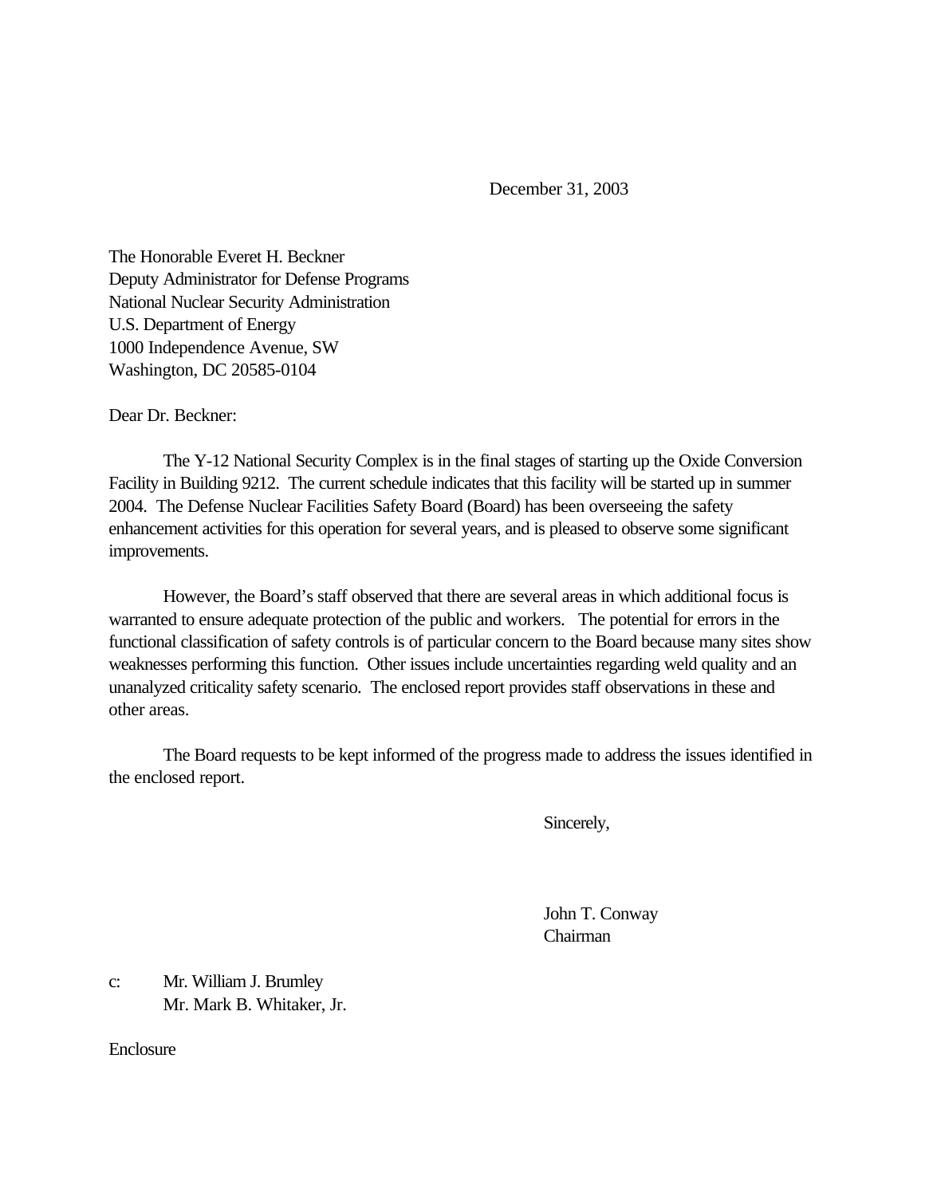December 31, 2003

The Honorable Everet H. Beckner
Deputy Administrator for Defense Programs
National Nuclear Security Administration
U.S. Department of Energy
1000 Independence Avenue, SW
Washington, DC 20585-0104

Dear Dr. Beckner:

The Y-12 National Security Complex is in the final stages of starting up the Oxide Conversion Facility in Building 9212. The current schedule indicates that this facility will be started up in summer 2004. The Defense Nuclear Facilities Safety Board (Board) has been overseeing the safety enhancement activities for this operation for several years, and is pleased to observe some significant improvements.

However, the Board's staff observed that there are several areas in which additional focus is warranted to ensure adequate protection of the public and workers. The potential for errors in the functional classification of safety controls is of particular concern to the Board because many sites show weaknesses performing this function. Other issues include uncertainties regarding weld quality and an unanalyzed criticality safety scenario. The enclosed report provides staff observations in these and other areas.

The Board requests to be kept informed of the progress made to address the issues identified in the enclosed report.

Sincerely,

John T. Conway
Chairman

c: Mr. William J. Brumley
Mr. Mark B. Whitaker, Jr.

Enclosure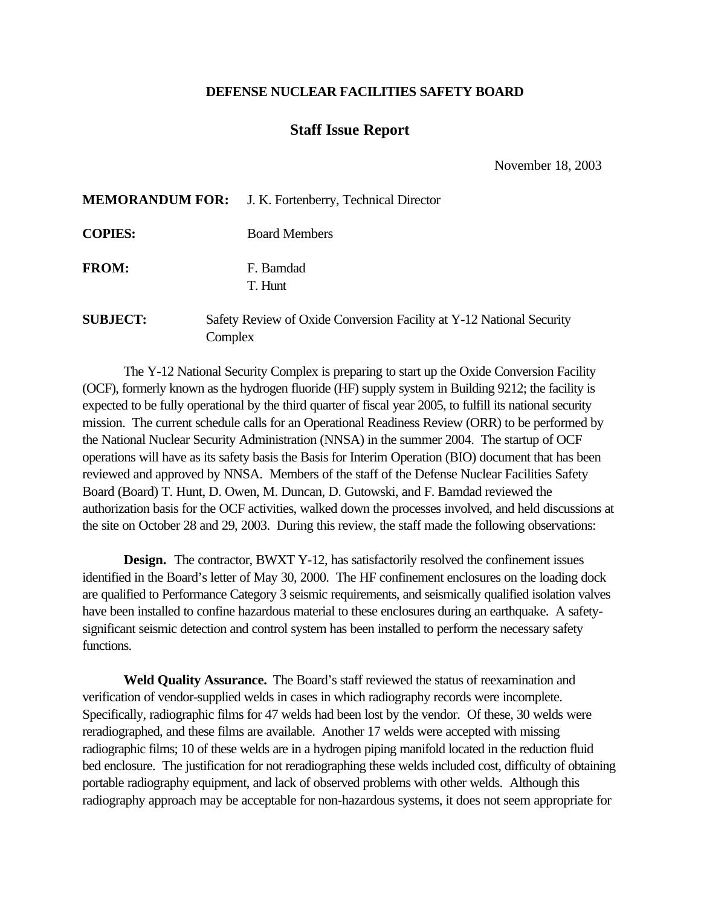**DEFENSE NUCLEAR FACILITIES SAFETY BOARD**

## Staff Issue Report

November 18, 2003

**MEMORANDUM FOR:** J. K. Fortenberry, Technical Director

**COPIES:** Board Members

**FROM:** F. Bamdad
T. Hunt

**SUBJECT:** Safety Review of Oxide Conversion Facility at Y-12 National Security Complex

The Y-12 National Security Complex is preparing to start up the Oxide Conversion Facility (OCF), formerly known as the hydrogen fluoride (HF) supply system in Building 9212; the facility is expected to be fully operational by the third quarter of fiscal year 2005, to fulfill its national security mission. The current schedule calls for an Operational Readiness Review (ORR) to be performed by the National Nuclear Security Administration (NNSA) in the summer 2004. The startup of OCF operations will have as its safety basis the Basis for Interim Operation (BIO) document that has been reviewed and approved by NNSA. Members of the staff of the Defense Nuclear Facilities Safety Board (Board) T. Hunt, D. Owen, M. Duncan, D. Gutowski, and F. Bamdad reviewed the authorization basis for the OCF activities, walked down the processes involved, and held discussions at the site on October 28 and 29, 2003. During this review, the staff made the following observations:

**Design.** The contractor, BWXT Y-12, has satisfactorily resolved the confinement issues identified in the Board's letter of May 30, 2000. The HF confinement enclosures on the loading dock are qualified to Performance Category 3 seismic requirements, and seismically qualified isolation valves have been installed to confine hazardous material to these enclosures during an earthquake. A safety-significant seismic detection and control system has been installed to perform the necessary safety functions.

**Weld Quality Assurance.** The Board's staff reviewed the status of reexamination and verification of vendor-supplied welds in cases in which radiography records were incomplete. Specifically, radiographic films for 47 welds had been lost by the vendor. Of these, 30 welds were reradiographed, and these films are available. Another 17 welds were accepted with missing radiographic films; 10 of these welds are in a hydrogen piping manifold located in the reduction fluid bed enclosure. The justification for not reradiographing these welds included cost, difficulty of obtaining portable radiography equipment, and lack of observed problems with other welds. Although this radiography approach may be acceptable for non-hazardous systems, it does not seem appropriate for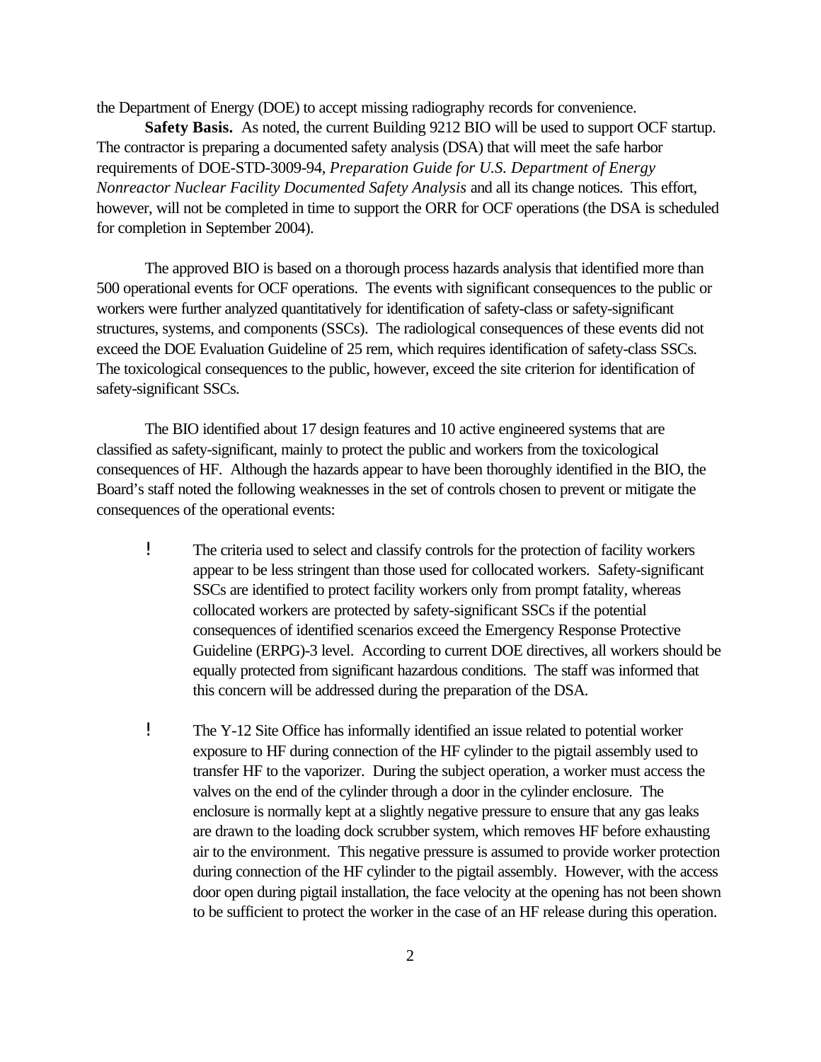the Department of Energy (DOE) to accept missing radiography records for convenience.

**Safety Basis.** As noted, the current Building 9212 BIO will be used to support OCF startup. The contractor is preparing a documented safety analysis (DSA) that will meet the safe harbor requirements of DOE-STD-3009-94, *Preparation Guide for U.S. Department of Energy Nonreactor Nuclear Facility Documented Safety Analysis* and all its change notices. This effort, however, will not be completed in time to support the ORR for OCF operations (the DSA is scheduled for completion in September 2004).

The approved BIO is based on a thorough process hazards analysis that identified more than 500 operational events for OCF operations. The events with significant consequences to the public or workers were further analyzed quantitatively for identification of safety-class or safety-significant structures, systems, and components (SSCs). The radiological consequences of these events did not exceed the DOE Evaluation Guideline of 25 rem, which requires identification of safety-class SSCs. The toxicological consequences to the public, however, exceed the site criterion for identification of safety-significant SSCs.

The BIO identified about 17 design features and 10 active engineered systems that are classified as safety-significant, mainly to protect the public and workers from the toxicological consequences of HF. Although the hazards appear to have been thoroughly identified in the BIO, the Board's staff noted the following weaknesses in the set of controls chosen to prevent or mitigate the consequences of the operational events:

- The criteria used to select and classify controls for the protection of facility workers appear to be less stringent than those used for collocated workers. Safety-significant SSCs are identified to protect facility workers only from prompt fatality, whereas collocated workers are protected by safety-significant SSCs if the potential consequences of identified scenarios exceed the Emergency Response Protective Guideline (ERPG)-3 level. According to current DOE directives, all workers should be equally protected from significant hazardous conditions. The staff was informed that this concern will be addressed during the preparation of the DSA.

- The Y-12 Site Office has informally identified an issue related to potential worker exposure to HF during connection of the HF cylinder to the pigtail assembly used to transfer HF to the vaporizer. During the subject operation, a worker must access the valves on the end of the cylinder through a door in the cylinder enclosure. The enclosure is normally kept at a slightly negative pressure to ensure that any gas leaks are drawn to the loading dock scrubber system, which removes HF before exhausting air to the environment. This negative pressure is assumed to provide worker protection during connection of the HF cylinder to the pigtail assembly. However, with the access door open during pigtail installation, the face velocity at the opening has not been shown to be sufficient to protect the worker in the case of an HF release during this operation.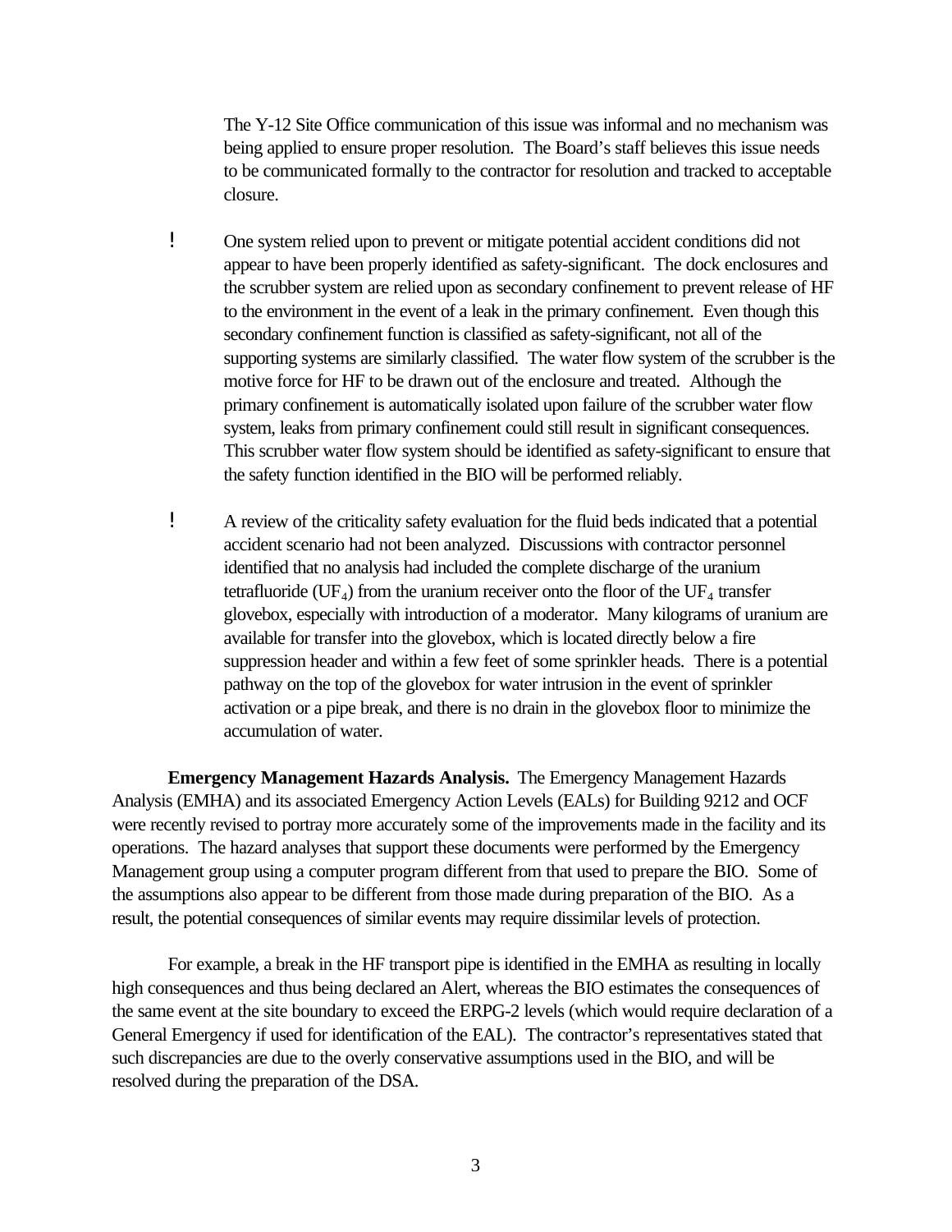The Y-12 Site Office communication of this issue was informal and no mechanism was being applied to ensure proper resolution. The Board's staff believes this issue needs to be communicated formally to the contractor for resolution and tracked to acceptable closure.

- One system relied upon to prevent or mitigate potential accident conditions did not appear to have been properly identified as safety-significant. The dock enclosures and the scrubber system are relied upon as secondary confinement to prevent release of HF to the environment in the event of a leak in the primary confinement. Even though this secondary confinement function is classified as safety-significant, not all of the supporting systems are similarly classified. The water flow system of the scrubber is the motive force for HF to be drawn out of the enclosure and treated. Although the primary confinement is automatically isolated upon failure of the scrubber water flow system, leaks from primary confinement could still result in significant consequences. This scrubber water flow system should be identified as safety-significant to ensure that the safety function identified in the BIO will be performed reliably.

- A review of the criticality safety evaluation for the fluid beds indicated that a potential accident scenario had not been analyzed. Discussions with contractor personnel identified that no analysis had included the complete discharge of the uranium tetrafluoride ($UF_4$) from the uranium receiver onto the floor of the $UF_4$ transfer glovebox, especially with introduction of a moderator. Many kilograms of uranium are available for transfer into the glovebox, which is located directly below a fire suppression header and within a few feet of some sprinkler heads. There is a potential pathway on the top of the glovebox for water intrusion in the event of sprinkler activation or a pipe break, and there is no drain in the glovebox floor to minimize the accumulation of water.

**Emergency Management Hazards Analysis.** The Emergency Management Hazards Analysis (EMHA) and its associated Emergency Action Levels (EALs) for Building 9212 and OCF were recently revised to portray more accurately some of the improvements made in the facility and its operations. The hazard analyses that support these documents were performed by the Emergency Management group using a computer program different from that used to prepare the BIO. Some of the assumptions also appear to be different from those made during preparation of the BIO. As a result, the potential consequences of similar events may require dissimilar levels of protection.

For example, a break in the HF transport pipe is identified in the EMHA as resulting in locally high consequences and thus being declared an Alert, whereas the BIO estimates the consequences of the same event at the site boundary to exceed the ERPG-2 levels (which would require declaration of a General Emergency if used for identification of the EAL). The contractor's representatives stated that such discrepancies are due to the overly conservative assumptions used in the BIO, and will be resolved during the preparation of the DSA.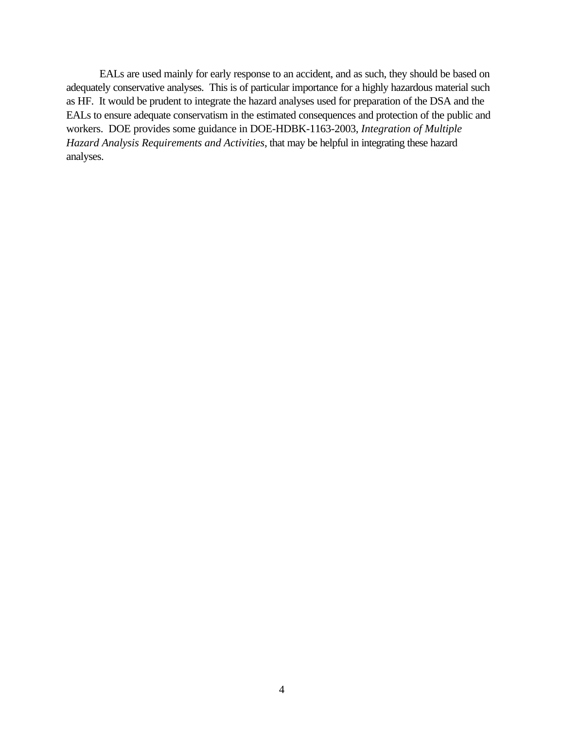EALs are used mainly for early response to an accident, and as such, they should be based on adequately conservative analyses. This is of particular importance for a highly hazardous material such as HF. It would be prudent to integrate the hazard analyses used for preparation of the DSA and the EALs to ensure adequate conservatism in the estimated consequences and protection of the public and workers. DOE provides some guidance in DOE-HDBK-1163-2003, *Integration of Multiple Hazard Analysis Requirements and Activities*, that may be helpful in integrating these hazard analyses.